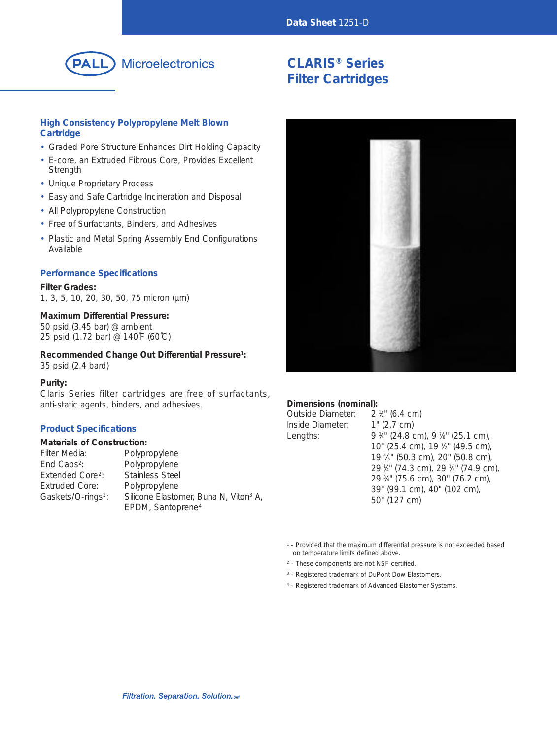Data Sheet 1251-D

PALL Microelectronics

# CLARIS® Series Filter Cartridges

## High Consistency Polypropylene Melt Blown Cartridge

- Graded Pore Structure Enhances Dirt Holding Capacity
- E-core, an Extruded Fibrous Core, Provides Excellent Strength
- Unique Proprietary Process
- Easy and Safe Cartridge Incineration and Disposal
- All Polypropylene Construction
- Free of Surfactants, Binders, and Adhesives
- Plastic and Metal Spring Assembly End Configurations Available

## Performance Specifications

**Filter Grades:**
1, 3, 5, 10, 20, 30, 50, 75 micron (µm)

**Maximum Differential Pressure:**
50 psid (3.45 bar) @ ambient
25 psid (1.72 bar) @ 140°F (60°C)

**Recommended Change Out Differential Pressure[1]:**
35 psid (2.4 bard)

**Purity:**
Claris Series filter cartridges are free of surfactants, anti-static agents, binders, and adhesives.

## Product Specifications

**Materials of Construction:**

| | |
|---|---|
| Filter Media: | Polypropylene |
| End Caps[2]: | Polypropylene |
| Extended Core[2]: | Stainless Steel |
| Extruded Core: | Polypropylene |
| Gaskets/O-rings[2]: | Silicone Elastomer, Buna N, Viton[3] A, EPDM, Santoprene[4] |

**Dimensions (nominal):**

| | |
|---|---|
| Outside Diameter: | 2 ½" (6.4 cm) |
| Inside Diameter: | 1" (2.7 cm) |
| Lengths: | 9 ¾" (24.8 cm), 9 ⅞" (25.1 cm), 10" (25.4 cm), 19 ½" (49.5 cm), 19 ⅘" (50.3 cm), 20" (50.8 cm), 29 ¼" (74.3 cm), 29 ½" (74.9 cm), 29 ¾" (75.6 cm), 30" (76.2 cm), 39" (99.1 cm), 40" (102 cm), 50" (127 cm) |

[1] - Provided that the maximum differential pressure is not exceeded based on temperature limits defined above.

[2] - These components are not NSF certified.

[3] - Registered trademark of DuPont Dow Elastomers.

[4] - Registered trademark of Advanced Elastomer Systems.

*Filtration. Separation. Solution.SM*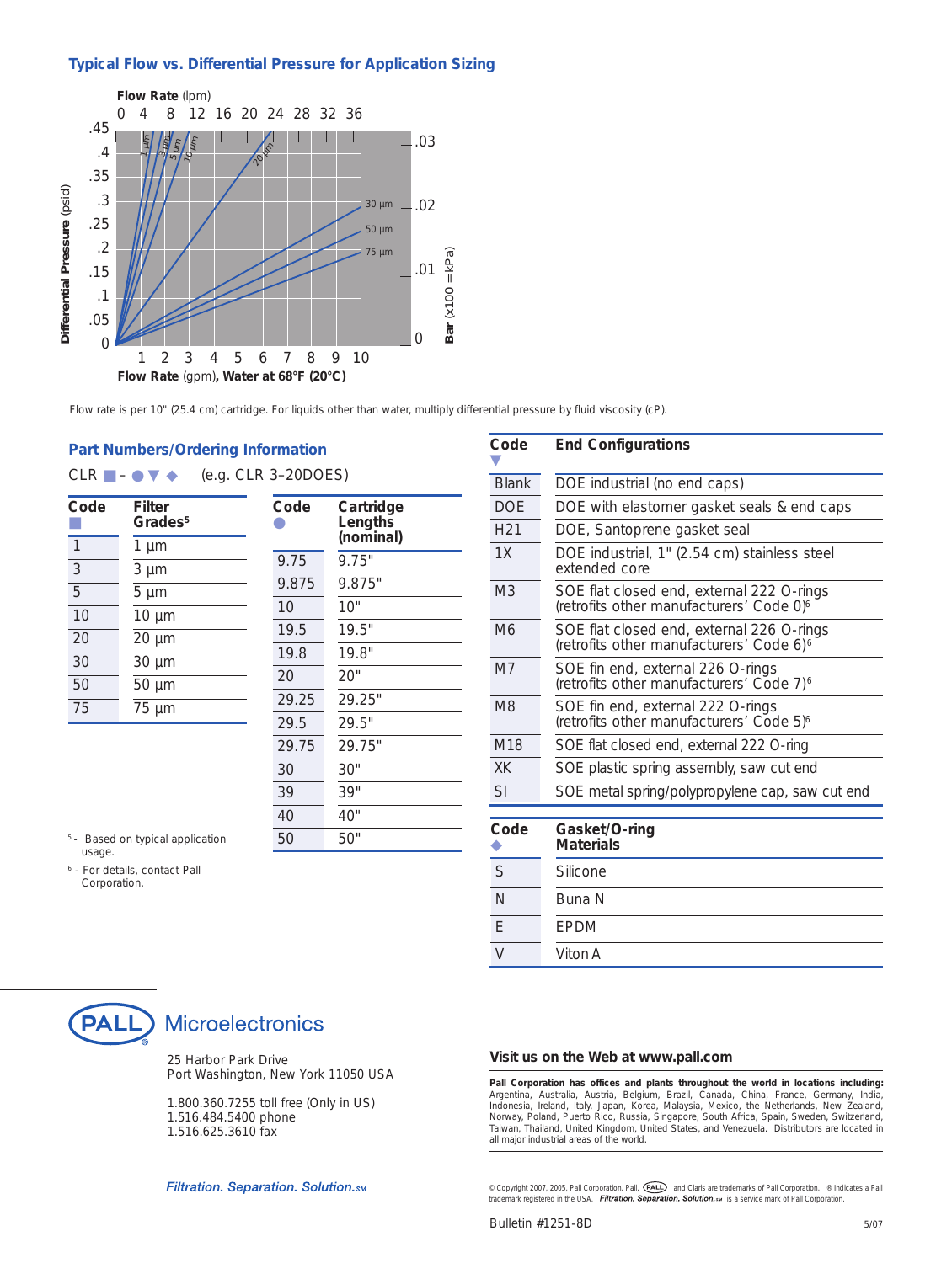## Typical Flow vs. Differential Pressure for Application Sizing

**Flow Rate** (lpm)

0 4 8 12 16 20 24 28 32 36

**Differential Pressure** (psid)

.45 .4 .35 .3 .25 .2 .15 .1 .05 0

**Bar** (x100 = kPa)

.03 .02 .01 0

1 µm, 3 µm, 5 µm, 10 µm, 20 µm, 30 µm, 50 µm, 75 µm

1 2 3 4 5 6 7 8 9 10

**Flow Rate** (gpm)**, Water at 68°F (20°C)**

Flow rate is per 10" (25.4 cm) cartridge. For liquids other than water, multiply differential pressure by fluid viscosity (cP).

## Part Numbers/Ordering Information

CLR ■ – ● ▼ ◆ (e.g. CLR 3–20DOES)

| Code ■ | Filter Grades[5] |
|---|---|
| 1 | 1 µm |
| 3 | 3 µm |
| 5 | 5 µm |
| 10 | 10 µm |
| 20 | 20 µm |
| 30 | 30 µm |
| 50 | 50 µm |
| 75 | 75 µm |

| Code ● | Cartridge Lengths (nominal) |
|---|---|
| 9.75 | 9.75" |
| 9.875 | 9.875" |
| 10 | 10" |
| 19.5 | 19.5" |
| 19.8 | 19.8" |
| 20 | 20" |
| 29.25 | 29.25" |
| 29.5 | 29.5" |
| 29.75 | 29.75" |
| 30 | 30" |
| 39 | 39" |
| 40 | 40" |
| 50 | 50" |

| Code ▼ | End Configurations |
|---|---|
| Blank | DOE industrial (no end caps) |
| DOE | DOE with elastomer gasket seals & end caps |
| H21 | DOE, Santoprene gasket seal |
| 1X | DOE industrial, 1" (2.54 cm) stainless steel extended core |
| M3 | SOE flat closed end, external 222 O-rings (retrofits other manufacturers' Code 0)[6] |
| M6 | SOE flat closed end, external 226 O-rings (retrofits other manufacturers' Code 6)[6] |
| M7 | SOE fin end, external 226 O-rings (retrofits other manufacturers' Code 7)[6] |
| M8 | SOE fin end, external 222 O-rings (retrofits other manufacturers' Code 5)[6] |
| M18 | SOE flat closed end, external 222 O-ring |
| XK | SOE plastic spring assembly, saw cut end |
| SI | SOE metal spring/polypropylene cap, saw cut end |

| Code ◆ | Gasket/O-ring Materials |
|---|---|
| S | Silicone |
| N | Buna N |
| E | EPDM |
| V | Viton A |

[5] - Based on typical application usage.

[6] - For details, contact Pall Corporation.

PALL Microelectronics

25 Harbor Park Drive
Port Washington, New York 11050 USA

1.800.360.7255 toll free (Only in US)
1.516.484.5400 phone
1.516.625.3610 fax

*Filtration. Separation. Solution.SM*

### Visit us on the Web at www.pall.com

**Pall Corporation has offices and plants throughout the world in locations including:** Argentina, Australia, Austria, Belgium, Brazil, Canada, China, France, Germany, India, Indonesia, Ireland, Italy, Japan, Korea, Malaysia, Mexico, the Netherlands, New Zealand, Norway, Poland, Puerto Rico, Russia, Singapore, South Africa, Spain, Sweden, Switzerland, Taiwan, Thailand, United Kingdom, United States, and Venezuela. Distributors are located in all major industrial areas of the world.

© Copyright 2007, 2005, Pall Corporation. Pall, PALL and Claris are trademarks of Pall Corporation. ® Indicates a Pall trademark registered in the USA. *Filtration. Separation. Solution.SM* is a service mark of Pall Corporation.

Bulletin #1251-8D 5/07